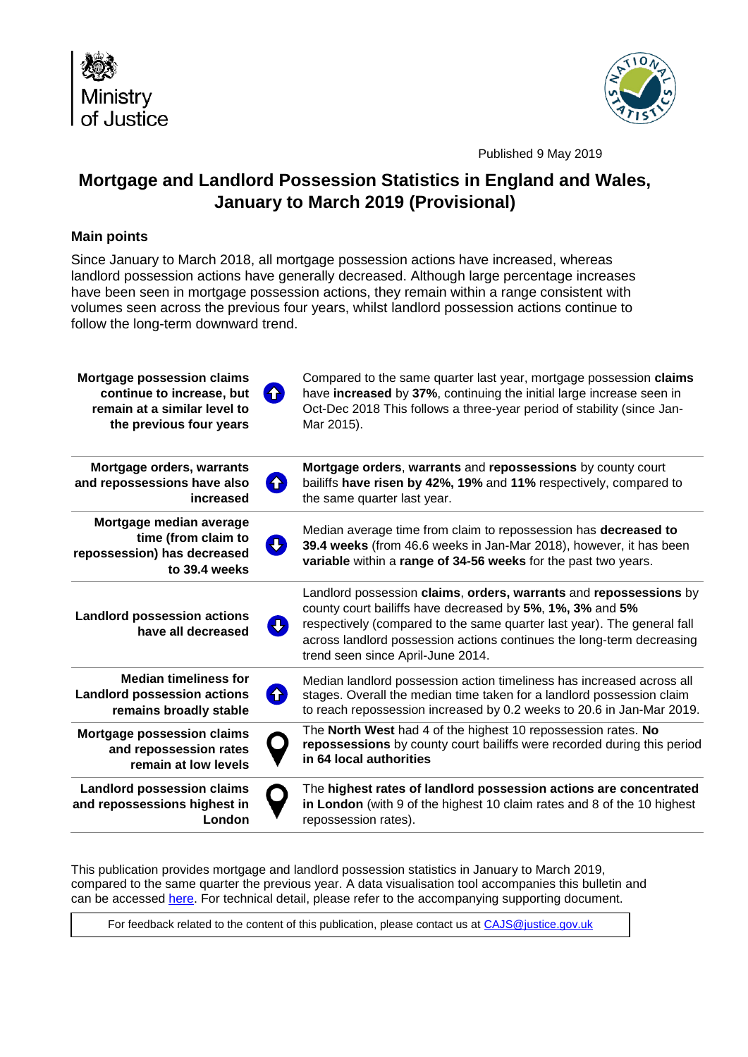Ministry of Justice

Published 9 May 2019

# Mortgage and Landlord Possession Statistics in England and Wales, January to March 2019 (Provisional)

## Main points

Since January to March 2018, all mortgage possession actions have increased, whereas landlord possession actions have generally decreased. Although large percentage increases have been seen in mortgage possession actions, they remain within a range consistent with volumes seen across the previous four years, whilst landlord possession actions continue to follow the long-term downward trend.

| | |
|---|---|
| **Mortgage possession claims continue to increase, but remain at a similar level to the previous four years** | Compared to the same quarter last year, mortgage possession **claims** have **increased** by **37%**, continuing the initial large increase seen in Oct-Dec 2018 This follows a three-year period of stability (since Jan-Mar 2015). |
| **Mortgage orders, warrants and repossessions have also increased** | **Mortgage orders**, **warrants** and **repossessions** by county court bailiffs **have risen by 42%, 19%** and **11%** respectively, compared to the same quarter last year. |
| **Mortgage median average time (from claim to repossession) has decreased to 39.4 weeks** | Median average time from claim to repossession has **decreased to 39.4 weeks** (from 46.6 weeks in Jan-Mar 2018), however, it has been **variable** within a **range of 34-56 weeks** for the past two years. |
| **Landlord possession actions have all decreased** | Landlord possession **claims**, **orders, warrants** and **repossessions** by county court bailiffs have decreased by **5%**, **1%, 3%** and **5%** respectively (compared to the same quarter last year). The general fall across landlord possession actions continues the long-term decreasing trend seen since April-June 2014. |
| **Median timeliness for Landlord possession actions remains broadly stable** | Median landlord possession action timeliness has increased across all stages. Overall the median time taken for a landlord possession claim to reach repossession increased by 0.2 weeks to 20.6 in Jan-Mar 2019. |
| **Mortgage possession claims and repossession rates remain at low levels** | The **North West** had 4 of the highest 10 repossession rates. **No repossessions** by county court bailiffs were recorded during this period **in 64 local authorities** |
| **Landlord possession claims and repossessions highest in London** | The **highest rates of landlord possession actions are concentrated in London** (with 9 of the highest 10 claim rates and 8 of the 10 highest repossession rates). |

This publication provides mortgage and landlord possession statistics in January to March 2019, compared to the same quarter the previous year. A data visualisation tool accompanies this bulletin and can be accessed here. For technical detail, please refer to the accompanying supporting document.

For feedback related to the content of this publication, please contact us at CAJS@justice.gov.uk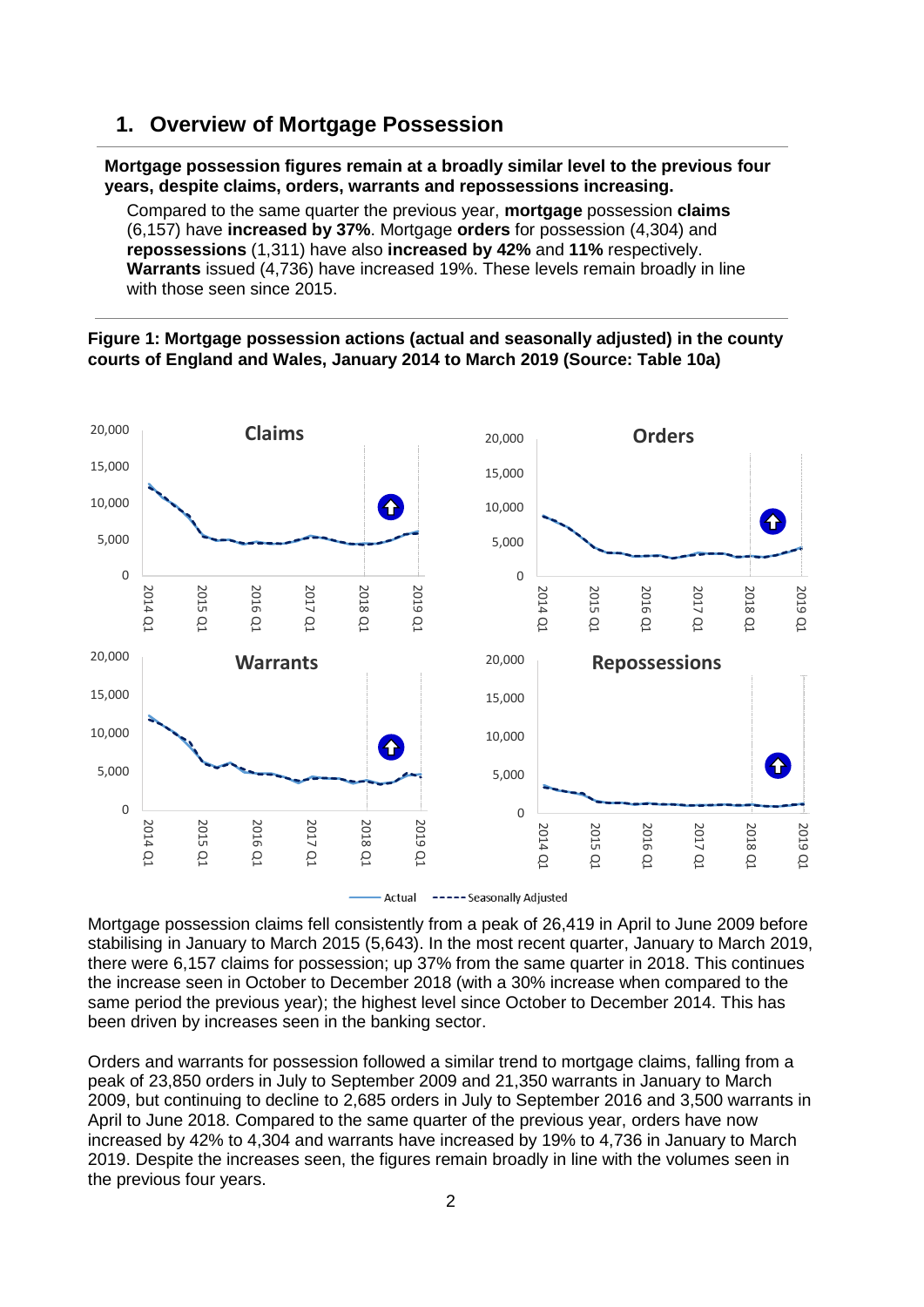## 1. Overview of Mortgage Possession

**Mortgage possession figures remain at a broadly similar level to the previous four years, despite claims, orders, warrants and repossessions increasing.**

Compared to the same quarter the previous year, **mortgage** possession **claims** (6,157) have **increased by 37%**. Mortgage **orders** for possession (4,304) and **repossessions** (1,311) have also **increased by 42%** and **11%** respectively. **Warrants** issued (4,736) have increased 19%. These levels remain broadly in line with those seen since 2015.

**Figure 1: Mortgage possession actions (actual and seasonally adjusted) in the county courts of England and Wales, January 2014 to March 2019 (Source: Table 10a)**

Mortgage possession claims fell consistently from a peak of 26,419 in April to June 2009 before stabilising in January to March 2015 (5,643). In the most recent quarter, January to March 2019, there were 6,157 claims for possession; up 37% from the same quarter in 2018. This continues the increase seen in October to December 2018 (with a 30% increase when compared to the same period the previous year); the highest level since October to December 2014. This has been driven by increases seen in the banking sector.

Orders and warrants for possession followed a similar trend to mortgage claims, falling from a peak of 23,850 orders in July to September 2009 and 21,350 warrants in January to March 2009, but continuing to decline to 2,685 orders in July to September 2016 and 3,500 warrants in April to June 2018. Compared to the same quarter of the previous year, orders have now increased by 42% to 4,304 and warrants have increased by 19% to 4,736 in January to March 2019. Despite the increases seen, the figures remain broadly in line with the volumes seen in the previous four years.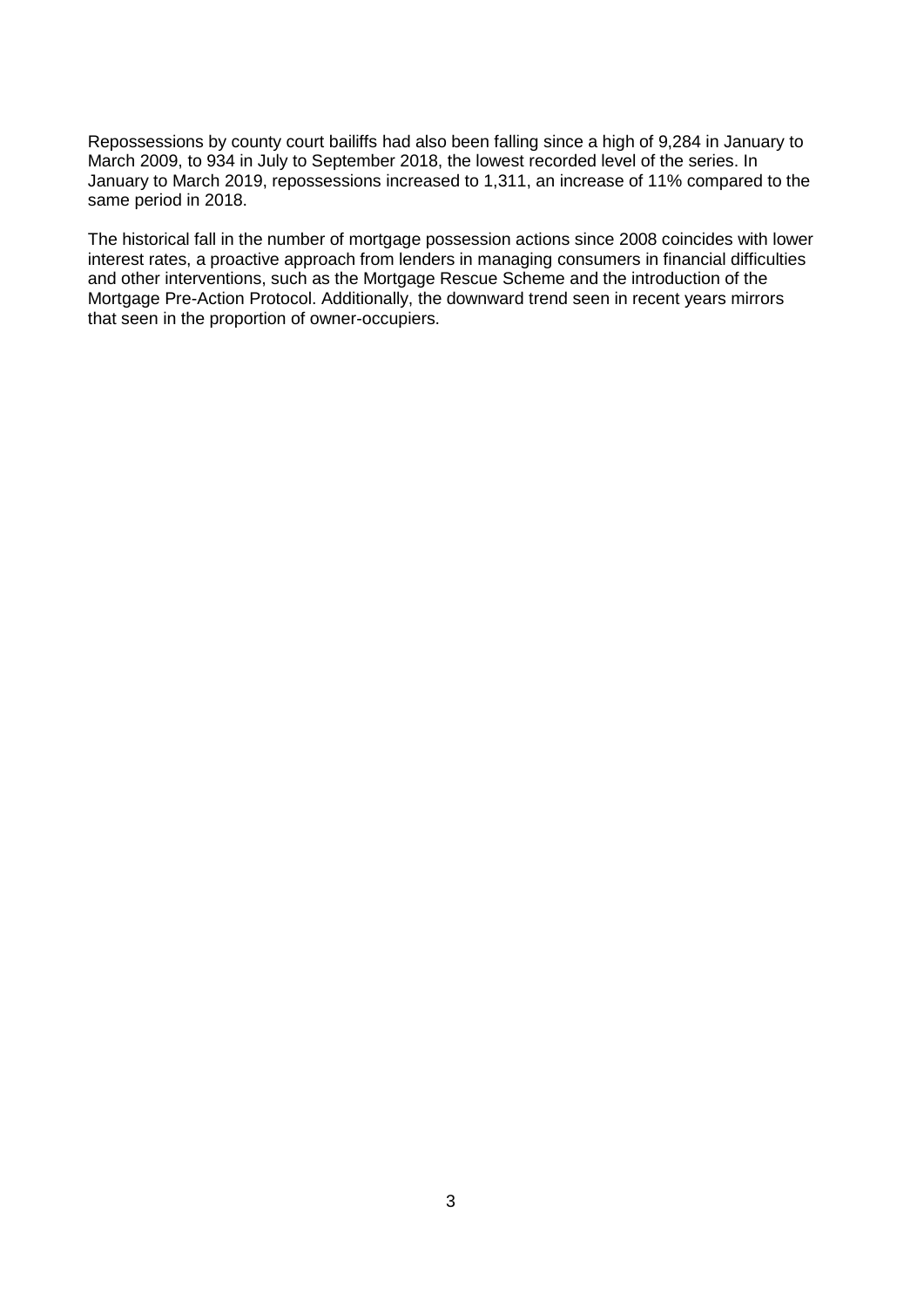Repossessions by county court bailiffs had also been falling since a high of 9,284 in January to March 2009, to 934 in July to September 2018, the lowest recorded level of the series. In January to March 2019, repossessions increased to 1,311, an increase of 11% compared to the same period in 2018.

The historical fall in the number of mortgage possession actions since 2008 coincides with lower interest rates, a proactive approach from lenders in managing consumers in financial difficulties and other interventions, such as the Mortgage Rescue Scheme and the introduction of the Mortgage Pre-Action Protocol. Additionally, the downward trend seen in recent years mirrors that seen in the proportion of owner-occupiers.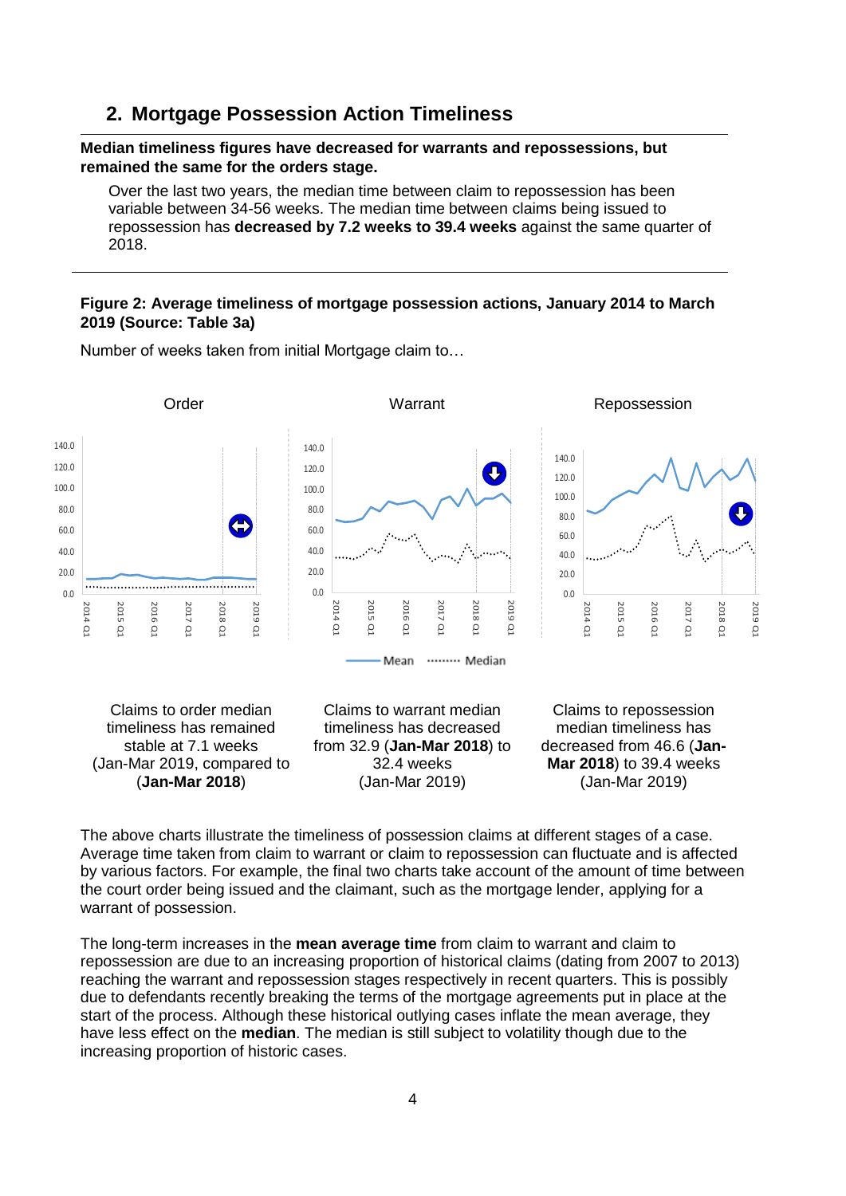## 2. Mortgage Possession Action Timeliness

**Median timeliness figures have decreased for warrants and repossessions, but remained the same for the orders stage.**

Over the last two years, the median time between claim to repossession has been variable between 34-56 weeks. The median time between claims being issued to repossession has **decreased by 7.2 weeks to 39.4 weeks** against the same quarter of 2018.

**Figure 2: Average timeliness of mortgage possession actions, January 2014 to March 2019 (Source: Table 3a)**

Number of weeks taken from initial Mortgage claim to…

Claims to order median timeliness has remained stable at 7.1 weeks (Jan-Mar 2019, compared to (**Jan-Mar 2018**)

Claims to warrant median timeliness has decreased from 32.9 (**Jan-Mar 2018**) to 32.4 weeks (Jan-Mar 2019)

Claims to repossession median timeliness has decreased from 46.6 (**Jan-Mar 2018**) to 39.4 weeks (Jan-Mar 2019)

The above charts illustrate the timeliness of possession claims at different stages of a case. Average time taken from claim to warrant or claim to repossession can fluctuate and is affected by various factors. For example, the final two charts take account of the amount of time between the court order being issued and the claimant, such as the mortgage lender, applying for a warrant of possession.

The long-term increases in the **mean average time** from claim to warrant and claim to repossession are due to an increasing proportion of historical claims (dating from 2007 to 2013) reaching the warrant and repossession stages respectively in recent quarters. This is possibly due to defendants recently breaking the terms of the mortgage agreements put in place at the start of the process. Although these historical outlying cases inflate the mean average, they have less effect on the **median**. The median is still subject to volatility though due to the increasing proportion of historic cases.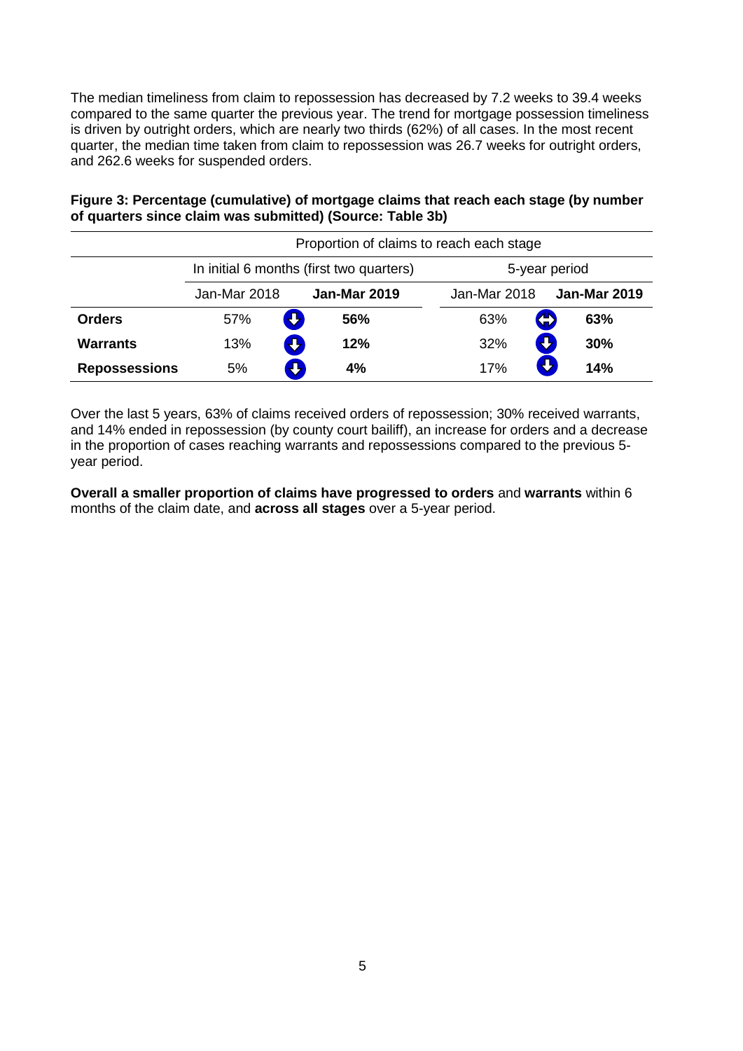The median timeliness from claim to repossession has decreased by 7.2 weeks to 39.4 weeks compared to the same quarter the previous year. The trend for mortgage possession timeliness is driven by outright orders, which are nearly two thirds (62%) of all cases. In the most recent quarter, the median time taken from claim to repossession was 26.7 weeks for outright orders, and 262.6 weeks for suspended orders.

**Figure 3: Percentage (cumulative) of mortgage claims that reach each stage (by number of quarters since claim was submitted) (Source: Table 3b)**

| | Proportion of claims to reach each stage | | | | | |
|---|---|---|---|---|---|---|
| | In initial 6 months (first two quarters) | | | 5-year period | | |
| | Jan-Mar 2018 | | **Jan-Mar 2019** | Jan-Mar 2018 | | **Jan-Mar 2019** |
| **Orders** | 57% | ↓ | **56%** | 63% | ↔ | **63%** |
| **Warrants** | 13% | ↓ | **12%** | 32% | ↓ | **30%** |
| **Repossessions** | 5% | ↓ | **4%** | 17% | ↓ | **14%** |

Over the last 5 years, 63% of claims received orders of repossession; 30% received warrants, and 14% ended in repossession (by county court bailiff), an increase for orders and a decrease in the proportion of cases reaching warrants and repossessions compared to the previous 5-year period.

**Overall a smaller proportion of claims have progressed to orders** and **warrants** within 6 months of the claim date, and **across all stages** over a 5-year period.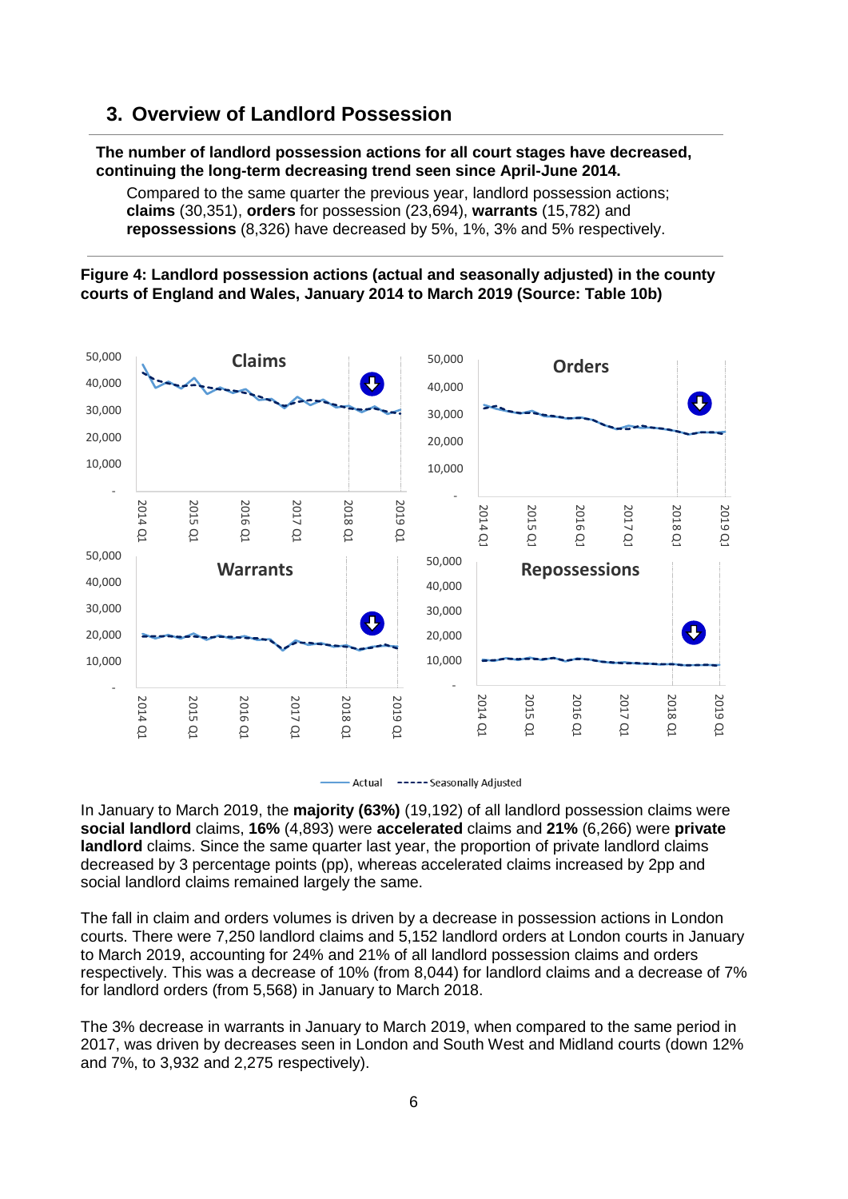## 3. Overview of Landlord Possession

**The number of landlord possession actions for all court stages have decreased, continuing the long-term decreasing trend seen since April-June 2014.**

Compared to the same quarter the previous year, landlord possession actions; **claims** (30,351), **orders** for possession (23,694), **warrants** (15,782) and **repossessions** (8,326) have decreased by 5%, 1%, 3% and 5% respectively.

**Figure 4: Landlord possession actions (actual and seasonally adjusted) in the county courts of England and Wales, January 2014 to March 2019 (Source: Table 10b)**

In January to March 2019, the **majority (63%)** (19,192) of all landlord possession claims were **social landlord** claims, **16%** (4,893) were **accelerated** claims and **21%** (6,266) were **private landlord** claims. Since the same quarter last year, the proportion of private landlord claims decreased by 3 percentage points (pp), whereas accelerated claims increased by 2pp and social landlord claims remained largely the same.

The fall in claim and orders volumes is driven by a decrease in possession actions in London courts. There were 7,250 landlord claims and 5,152 landlord orders at London courts in January to March 2019, accounting for 24% and 21% of all landlord possession claims and orders respectively. This was a decrease of 10% (from 8,044) for landlord claims and a decrease of 7% for landlord orders (from 5,568) in January to March 2018.

The 3% decrease in warrants in January to March 2019, when compared to the same period in 2017, was driven by decreases seen in London and South West and Midland courts (down 12% and 7%, to 3,932 and 2,275 respectively).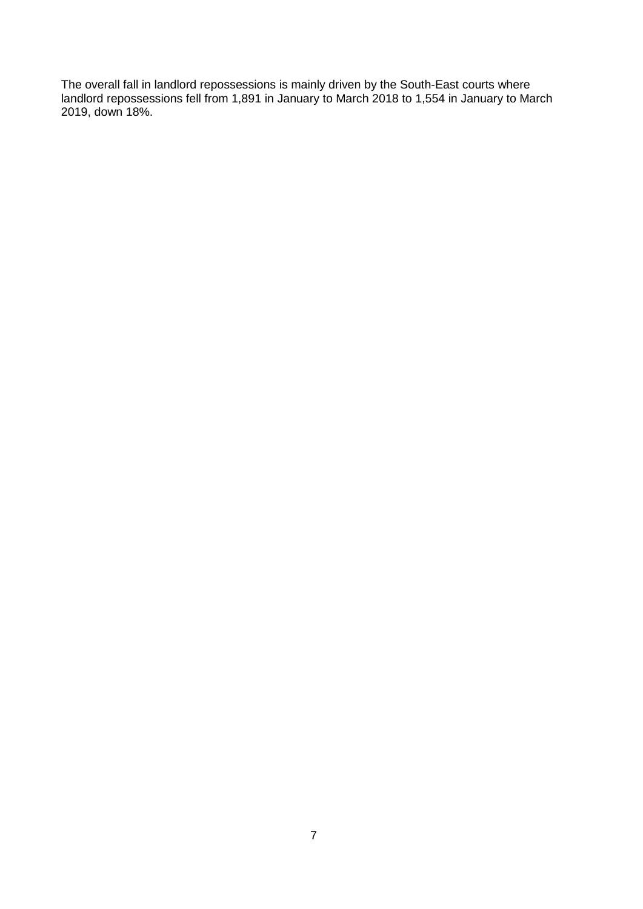The overall fall in landlord repossessions is mainly driven by the South-East courts where landlord repossessions fell from 1,891 in January to March 2018 to 1,554 in January to March 2019, down 18%.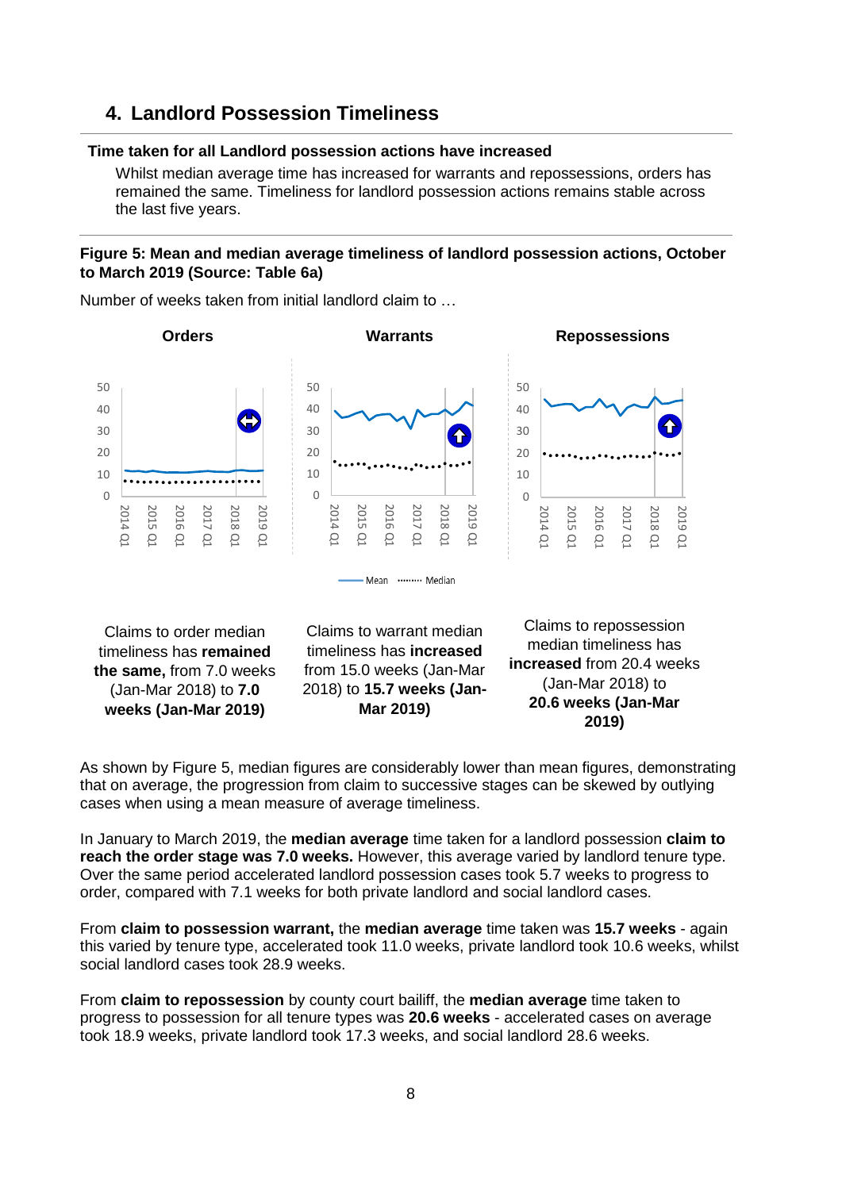## 4. Landlord Possession Timeliness

**Time taken for all Landlord possession actions have increased**

Whilst median average time has increased for warrants and repossessions, orders has remained the same. Timeliness for landlord possession actions remains stable across the last five years.

**Figure 5: Mean and median average timeliness of landlord possession actions, October to March 2019 (Source: Table 6a)**

Number of weeks taken from initial landlord claim to …

**Orders**

Claims to order median timeliness has **remained the same,** from 7.0 weeks (Jan-Mar 2018) to **7.0 weeks (Jan-Mar 2019)**

**Warrants**

Claims to warrant median timeliness has **increased** from 15.0 weeks (Jan-Mar 2018) to **15.7 weeks (Jan-Mar 2019)**

**Repossessions**

Claims to repossession median timeliness has **increased** from 20.4 weeks (Jan-Mar 2018) to **20.6 weeks (Jan-Mar 2019)**

As shown by Figure 5, median figures are considerably lower than mean figures, demonstrating that on average, the progression from claim to successive stages can be skewed by outlying cases when using a mean measure of average timeliness.

In January to March 2019, the **median average** time taken for a landlord possession **claim to reach the order stage was 7.0 weeks.** However, this average varied by landlord tenure type. Over the same period accelerated landlord possession cases took 5.7 weeks to progress to order, compared with 7.1 weeks for both private landlord and social landlord cases.

From **claim to possession warrant,** the **median average** time taken was **15.7 weeks** - again this varied by tenure type, accelerated took 11.0 weeks, private landlord took 10.6 weeks, whilst social landlord cases took 28.9 weeks.

From **claim to repossession** by county court bailiff, the **median average** time taken to progress to possession for all tenure types was **20.6 weeks** - accelerated cases on average took 18.9 weeks, private landlord took 17.3 weeks, and social landlord 28.6 weeks.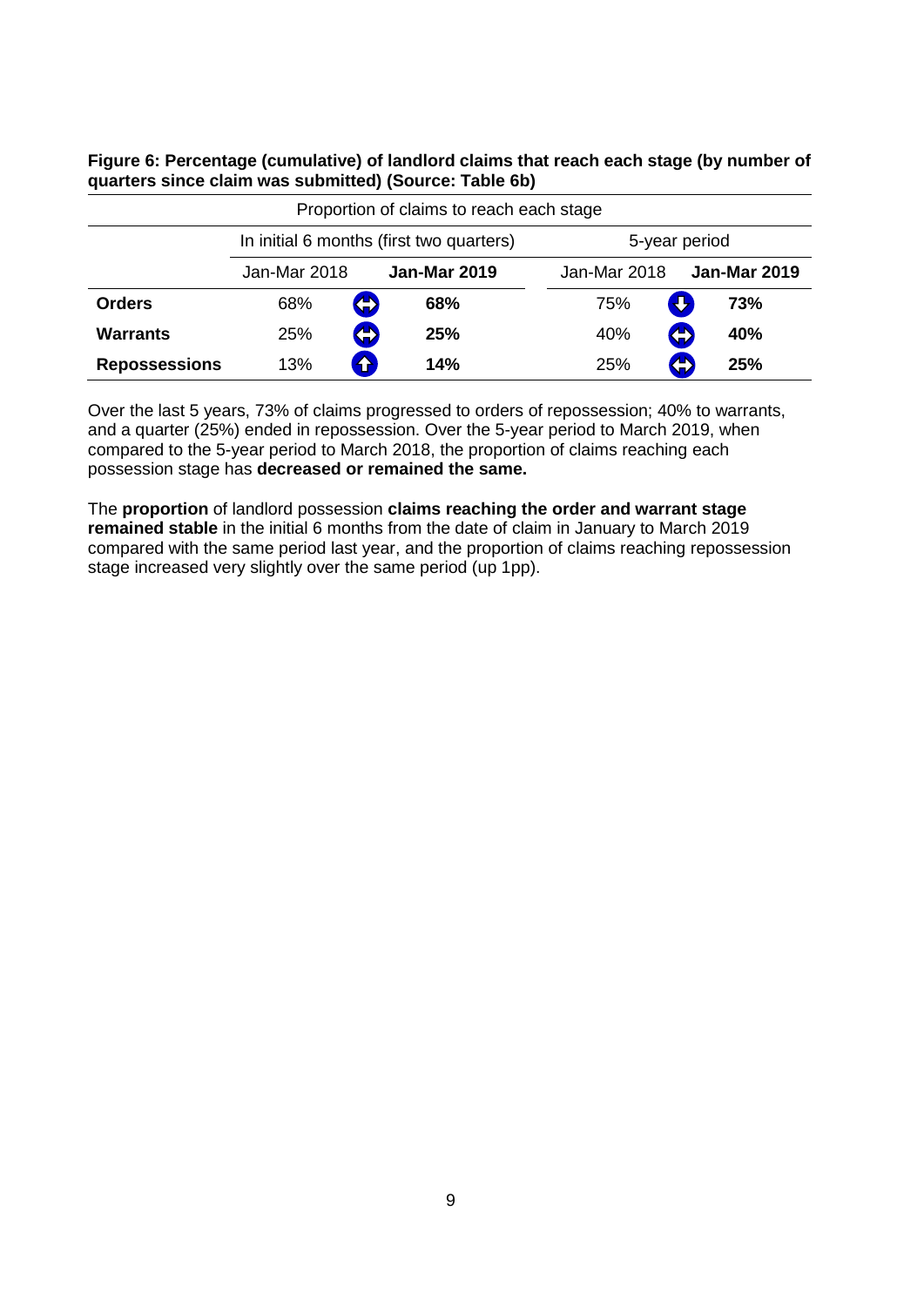**Figure 6: Percentage (cumulative) of landlord claims that reach each stage (by number of quarters since claim was submitted) (Source: Table 6b)**

| | Proportion of claims to reach each stage | | | | | |
|---|---|---|---|---|---|---|
| | In initial 6 months (first two quarters) | | | 5-year period | | |
| | Jan-Mar 2018 | | **Jan-Mar 2019** | Jan-Mar 2018 | | **Jan-Mar 2019** |
| **Orders** | 68% | ⇔ | **68%** | 75% | ⇩ | **73%** |
| **Warrants** | 25% | ⇔ | **25%** | 40% | ⇔ | **40%** |
| **Repossessions** | 13% | ⇧ | **14%** | 25% | ⇔ | **25%** |

Over the last 5 years, 73% of claims progressed to orders of repossession; 40% to warrants, and a quarter (25%) ended in repossession. Over the 5-year period to March 2019, when compared to the 5-year period to March 2018, the proportion of claims reaching each possession stage has **decreased or remained the same.**

The **proportion** of landlord possession **claims reaching the order and warrant stage remained stable** in the initial 6 months from the date of claim in January to March 2019 compared with the same period last year, and the proportion of claims reaching repossession stage increased very slightly over the same period (up 1pp).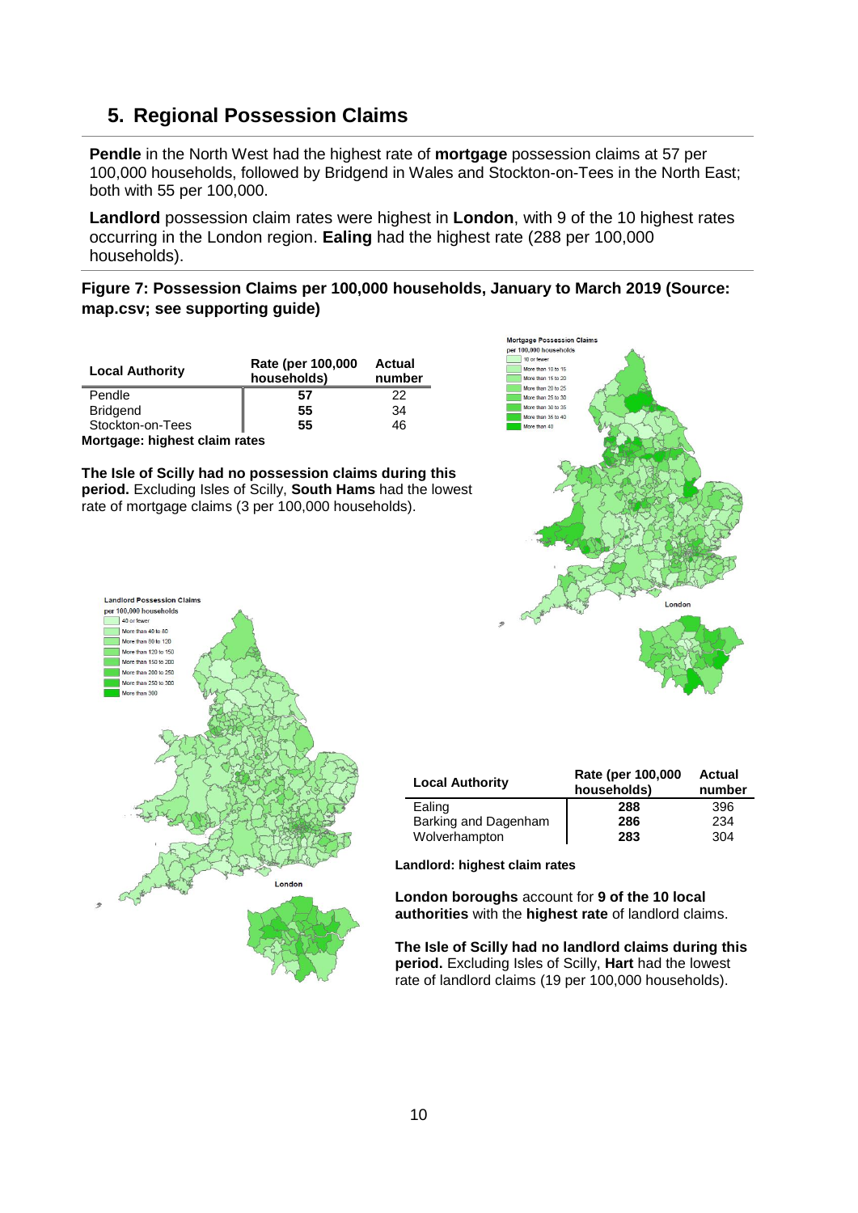## 5. Regional Possession Claims

**Pendle** in the North West had the highest rate of **mortgage** possession claims at 57 per 100,000 households, followed by Bridgend in Wales and Stockton-on-Tees in the North East; both with 55 per 100,000.

**Landlord** possession claim rates were highest in **London**, with 9 of the 10 highest rates occurring in the London region. **Ealing** had the highest rate (288 per 100,000 households).

**Figure 7: Possession Claims per 100,000 households, January to March 2019 (Source: map.csv; see supporting guide)**

| Local Authority | Rate (per 100,000 households) | Actual number |
|---|---|---|
| Pendle | **57** | 22 |
| Bridgend | **55** | 34 |
| Stockton-on-Tees | **55** | 46 |

**Mortgage: highest claim rates**

**The Isle of Scilly had no possession claims during this period.** Excluding Isles of Scilly, **South Hams** had the lowest rate of mortgage claims (3 per 100,000 households).

| Local Authority | Rate (per 100,000 households) | Actual number |
|---|---|---|
| Ealing | **288** | 396 |
| Barking and Dagenham | **286** | 234 |
| Wolverhampton | **283** | 304 |

**Landlord: highest claim rates**

**London boroughs** account for **9 of the 10 local authorities** with the **highest rate** of landlord claims.

**The Isle of Scilly had no landlord claims during this period.** Excluding Isles of Scilly, **Hart** had the lowest rate of landlord claims (19 per 100,000 households).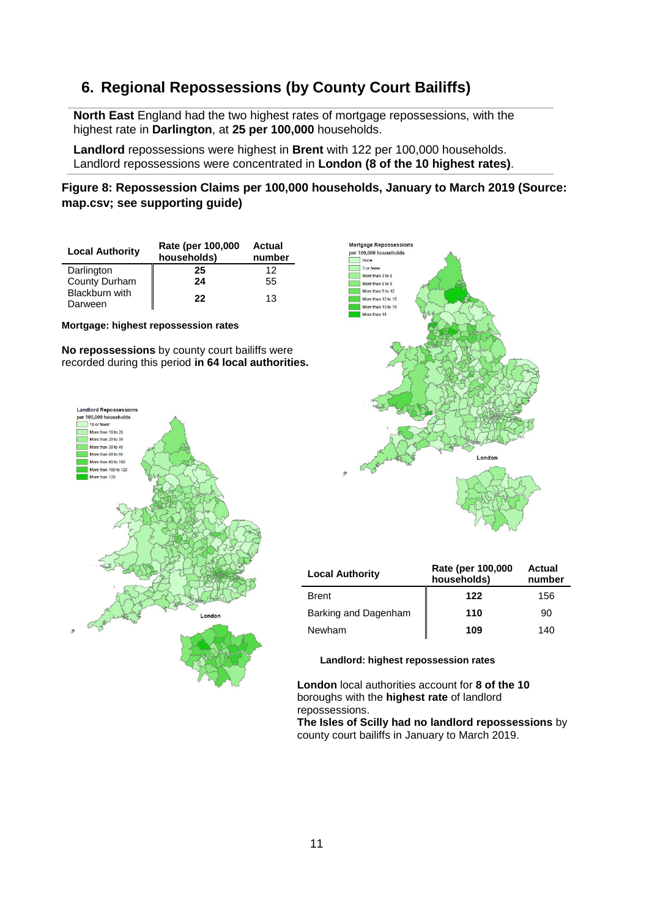## 6. Regional Repossessions (by County Court Bailiffs)

**North East** England had the two highest rates of mortgage repossessions, with the highest rate in **Darlington**, at **25 per 100,000** households.

**Landlord** repossessions were highest in **Brent** with 122 per 100,000 households. Landlord repossessions were concentrated in **London (8 of the 10 highest rates)**.

**Figure 8: Repossession Claims per 100,000 households, January to March 2019 (Source: map.csv; see supporting guide)**

| Local Authority | Rate (per 100,000 households) | Actual number |
|---|---|---|
| Darlington | **25** | 12 |
| County Durham | **24** | 55 |
| Blackburn with Darween | **22** | 13 |

**Mortgage: highest repossession rates**

**No repossessions** by county court bailiffs were recorded during this period **in 64 local authorities.**

| Local Authority | Rate (per 100,000 households) | Actual number |
|---|---|---|
| Brent | **122** | 156 |
| Barking and Dagenham | **110** | 90 |
| Newham | **109** | 140 |

**Landlord: highest repossession rates**

**London** local authorities account for **8 of the 10** boroughs with the **highest rate** of landlord repossessions.

**The Isles of Scilly had no landlord repossessions** by county court bailiffs in January to March 2019.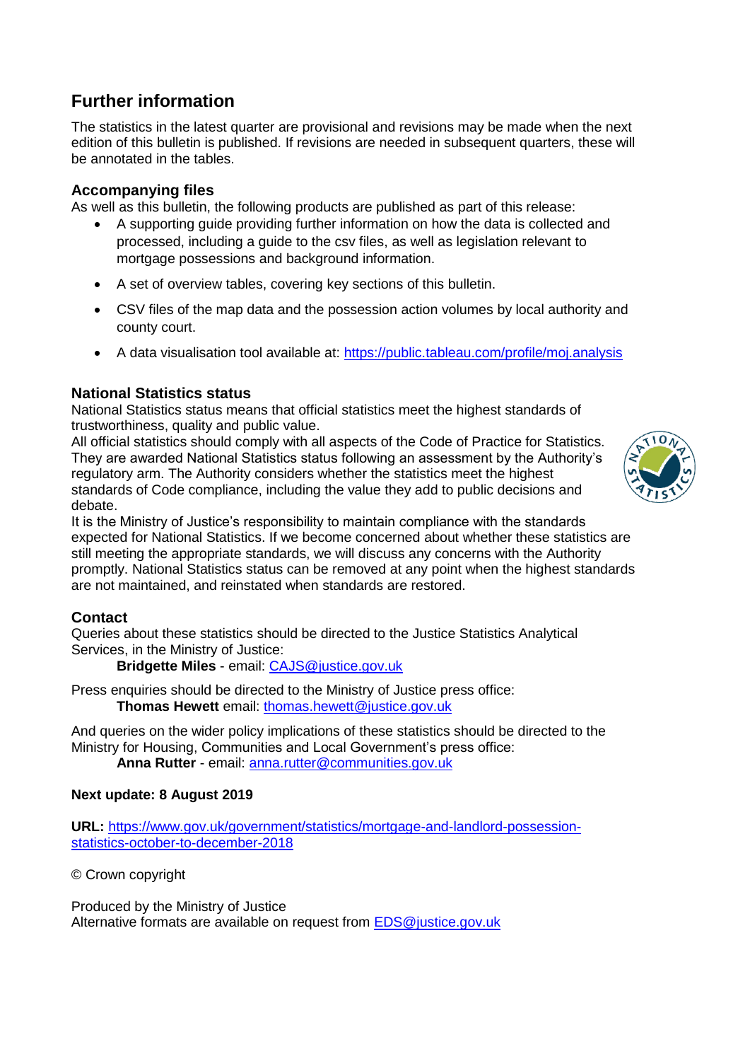## Further information

The statistics in the latest quarter are provisional and revisions may be made when the next edition of this bulletin is published. If revisions are needed in subsequent quarters, these will be annotated in the tables.

### Accompanying files

As well as this bulletin, the following products are published as part of this release:

- A supporting guide providing further information on how the data is collected and processed, including a guide to the csv files, as well as legislation relevant to mortgage possessions and background information.
- A set of overview tables, covering key sections of this bulletin.
- CSV files of the map data and the possession action volumes by local authority and county court.
- A data visualisation tool available at: https://public.tableau.com/profile/moj.analysis

### National Statistics status

National Statistics status means that official statistics meet the highest standards of trustworthiness, quality and public value.

All official statistics should comply with all aspects of the Code of Practice for Statistics. They are awarded National Statistics status following an assessment by the Authority's regulatory arm. The Authority considers whether the statistics meet the highest standards of Code compliance, including the value they add to public decisions and debate.

It is the Ministry of Justice's responsibility to maintain compliance with the standards expected for National Statistics. If we become concerned about whether these statistics are still meeting the appropriate standards, we will discuss any concerns with the Authority promptly. National Statistics status can be removed at any point when the highest standards are not maintained, and reinstated when standards are restored.

### Contact

Queries about these statistics should be directed to the Justice Statistics Analytical Services, in the Ministry of Justice:

**Bridgette Miles** - email: CAJS@justice.gov.uk

Press enquiries should be directed to the Ministry of Justice press office:

**Thomas Hewett** email: thomas.hewett@justice.gov.uk

And queries on the wider policy implications of these statistics should be directed to the Ministry for Housing, Communities and Local Government's press office:

**Anna Rutter** - email: anna.rutter@communities.gov.uk

**Next update: 8 August 2019**

**URL:** https://www.gov.uk/government/statistics/mortgage-and-landlord-possession-statistics-october-to-december-2018

© Crown copyright

Produced by the Ministry of Justice
Alternative formats are available on request from EDS@justice.gov.uk